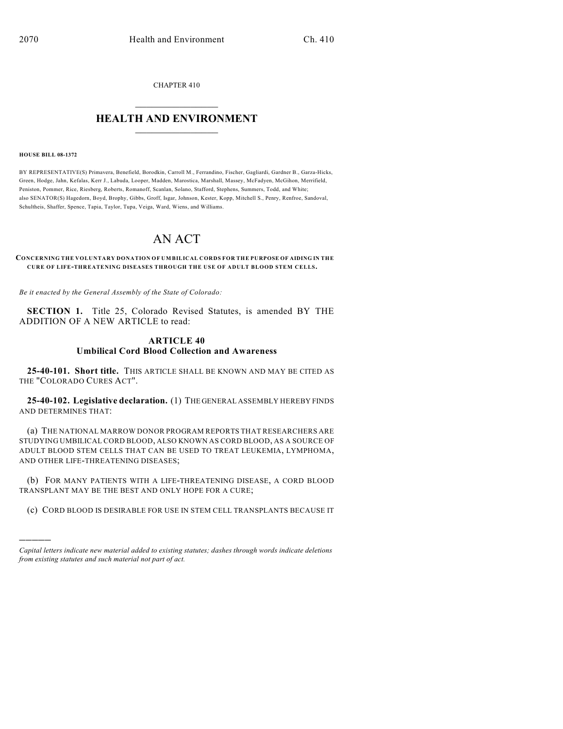CHAPTER 410

# HEALTH AND ENVIRONMENT

**HOUSE BILL 08-1372**

BY REPRESENTATIVE(S) Primavera, Benefield, Borodkin, Carroll M., Ferrandino, Fischer, Gagliardi, Gardner B., Garza-Hicks, Green, Hodge, Jahn, Kefalas, Kerr J., Labuda, Looper, Madden, Marostica, Marshall, Massey, McFadyen, McGihon, Merrifield, Peniston, Pommer, Rice, Riesberg, Roberts, Romanoff, Scanlan, Solano, Stafford, Stephens, Summers, Todd, and White; also SENATOR(S) Hagedorn, Boyd, Brophy, Gibbs, Groff, Isgar, Johnson, Kester, Kopp, Mitchell S., Penry, Renfroe, Sandoval, Schultheis, Shaffer, Spence, Tapia, Taylor, Tupa, Veiga, Ward, Wiens, and Williams.

# AN ACT

**CONCERNING THE VOLUNTARY DONATION OF UMBILICAL CORDS FOR THE PURPOSE OF AIDING IN THE CURE OF LIFE-THREATENING DISEASES THROUGH THE USE OF ADULT BLOOD STEM CELLS.**

*Be it enacted by the General Assembly of the State of Colorado:*

**SECTION 1.** Title 25, Colorado Revised Statutes, is amended BY THE ADDITION OF A NEW ARTICLE to read:

## ARTICLE 40
## Umbilical Cord Blood Collection and Awareness

**25-40-101. Short title.** THIS ARTICLE SHALL BE KNOWN AND MAY BE CITED AS THE "COLORADO CURES ACT".

**25-40-102. Legislative declaration.** (1) THE GENERAL ASSEMBLY HEREBY FINDS AND DETERMINES THAT:

(a) THE NATIONAL MARROW DONOR PROGRAM REPORTS THAT RESEARCHERS ARE STUDYING UMBILICAL CORD BLOOD, ALSO KNOWN AS CORD BLOOD, AS A SOURCE OF ADULT BLOOD STEM CELLS THAT CAN BE USED TO TREAT LEUKEMIA, LYMPHOMA, AND OTHER LIFE-THREATENING DISEASES;

(b) FOR MANY PATIENTS WITH A LIFE-THREATENING DISEASE, A CORD BLOOD TRANSPLANT MAY BE THE BEST AND ONLY HOPE FOR A CURE;

(c) CORD BLOOD IS DESIRABLE FOR USE IN STEM CELL TRANSPLANTS BECAUSE IT

---

*Capital letters indicate new material added to existing statutes; dashes through words indicate deletions from existing statutes and such material not part of act.*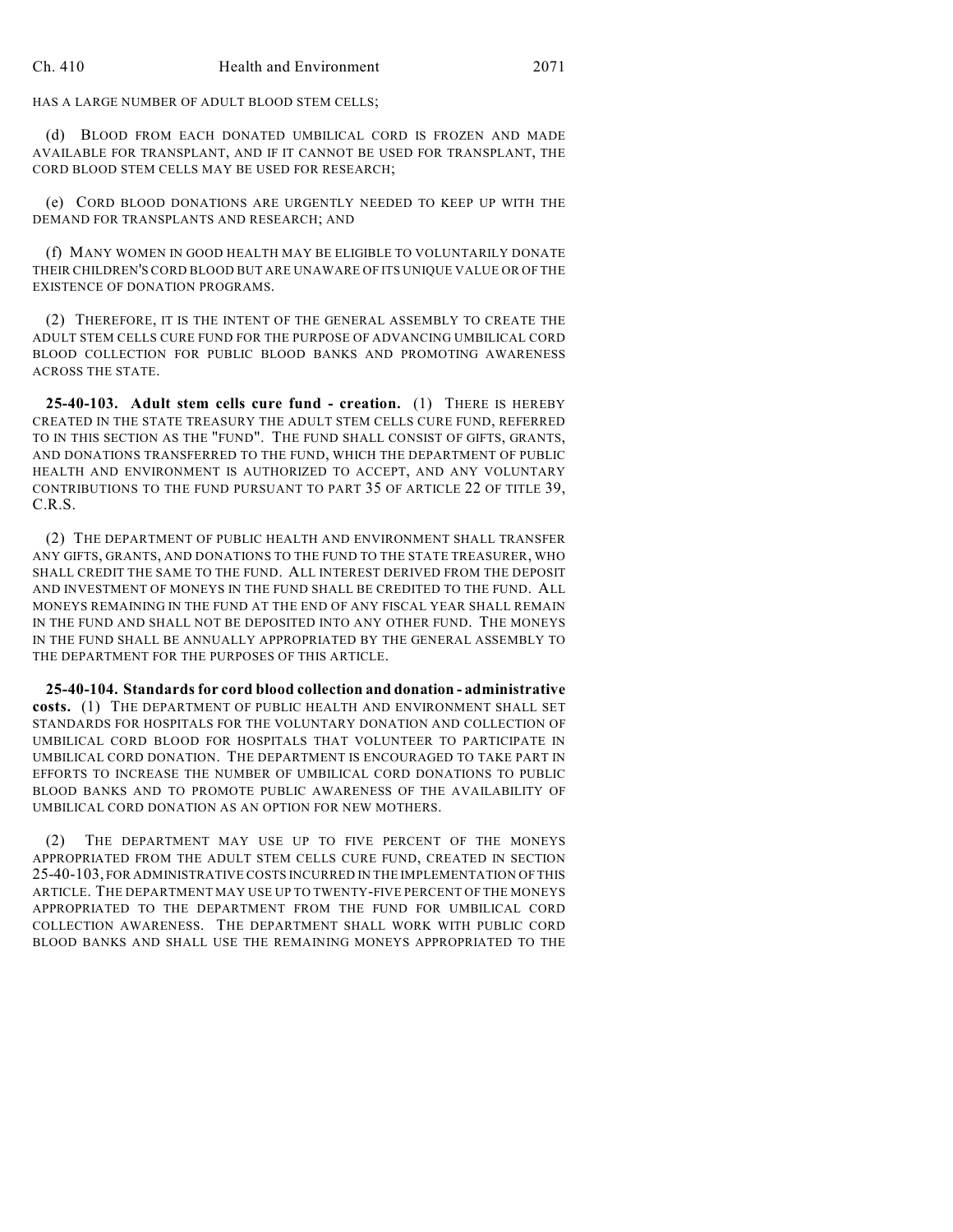HAS A LARGE NUMBER OF ADULT BLOOD STEM CELLS;

(d) BLOOD FROM EACH DONATED UMBILICAL CORD IS FROZEN AND MADE AVAILABLE FOR TRANSPLANT, AND IF IT CANNOT BE USED FOR TRANSPLANT, THE CORD BLOOD STEM CELLS MAY BE USED FOR RESEARCH;

(e) CORD BLOOD DONATIONS ARE URGENTLY NEEDED TO KEEP UP WITH THE DEMAND FOR TRANSPLANTS AND RESEARCH; AND

(f) MANY WOMEN IN GOOD HEALTH MAY BE ELIGIBLE TO VOLUNTARILY DONATE THEIR CHILDREN'S CORD BLOOD BUT ARE UNAWARE OF ITS UNIQUE VALUE OR OF THE EXISTENCE OF DONATION PROGRAMS.

(2) THEREFORE, IT IS THE INTENT OF THE GENERAL ASSEMBLY TO CREATE THE ADULT STEM CELLS CURE FUND FOR THE PURPOSE OF ADVANCING UMBILICAL CORD BLOOD COLLECTION FOR PUBLIC BLOOD BANKS AND PROMOTING AWARENESS ACROSS THE STATE.

**25-40-103. Adult stem cells cure fund - creation.** (1) THERE IS HEREBY CREATED IN THE STATE TREASURY THE ADULT STEM CELLS CURE FUND, REFERRED TO IN THIS SECTION AS THE "FUND". THE FUND SHALL CONSIST OF GIFTS, GRANTS, AND DONATIONS TRANSFERRED TO THE FUND, WHICH THE DEPARTMENT OF PUBLIC HEALTH AND ENVIRONMENT IS AUTHORIZED TO ACCEPT, AND ANY VOLUNTARY CONTRIBUTIONS TO THE FUND PURSUANT TO PART 35 OF ARTICLE 22 OF TITLE 39, C.R.S.

(2) THE DEPARTMENT OF PUBLIC HEALTH AND ENVIRONMENT SHALL TRANSFER ANY GIFTS, GRANTS, AND DONATIONS TO THE FUND TO THE STATE TREASURER, WHO SHALL CREDIT THE SAME TO THE FUND. ALL INTEREST DERIVED FROM THE DEPOSIT AND INVESTMENT OF MONEYS IN THE FUND SHALL BE CREDITED TO THE FUND. ALL MONEYS REMAINING IN THE FUND AT THE END OF ANY FISCAL YEAR SHALL REMAIN IN THE FUND AND SHALL NOT BE DEPOSITED INTO ANY OTHER FUND. THE MONEYS IN THE FUND SHALL BE ANNUALLY APPROPRIATED BY THE GENERAL ASSEMBLY TO THE DEPARTMENT FOR THE PURPOSES OF THIS ARTICLE.

**25-40-104. Standards for cord blood collection and donation - administrative costs.** (1) THE DEPARTMENT OF PUBLIC HEALTH AND ENVIRONMENT SHALL SET STANDARDS FOR HOSPITALS FOR THE VOLUNTARY DONATION AND COLLECTION OF UMBILICAL CORD BLOOD FOR HOSPITALS THAT VOLUNTEER TO PARTICIPATE IN UMBILICAL CORD DONATION. THE DEPARTMENT IS ENCOURAGED TO TAKE PART IN EFFORTS TO INCREASE THE NUMBER OF UMBILICAL CORD DONATIONS TO PUBLIC BLOOD BANKS AND TO PROMOTE PUBLIC AWARENESS OF THE AVAILABILITY OF UMBILICAL CORD DONATION AS AN OPTION FOR NEW MOTHERS.

(2) THE DEPARTMENT MAY USE UP TO FIVE PERCENT OF THE MONEYS APPROPRIATED FROM THE ADULT STEM CELLS CURE FUND, CREATED IN SECTION 25-40-103, FOR ADMINISTRATIVE COSTS INCURRED IN THE IMPLEMENTATION OF THIS ARTICLE. THE DEPARTMENT MAY USE UP TO TWENTY-FIVE PERCENT OF THE MONEYS APPROPRIATED TO THE DEPARTMENT FROM THE FUND FOR UMBILICAL CORD COLLECTION AWARENESS. THE DEPARTMENT SHALL WORK WITH PUBLIC CORD BLOOD BANKS AND SHALL USE THE REMAINING MONEYS APPROPRIATED TO THE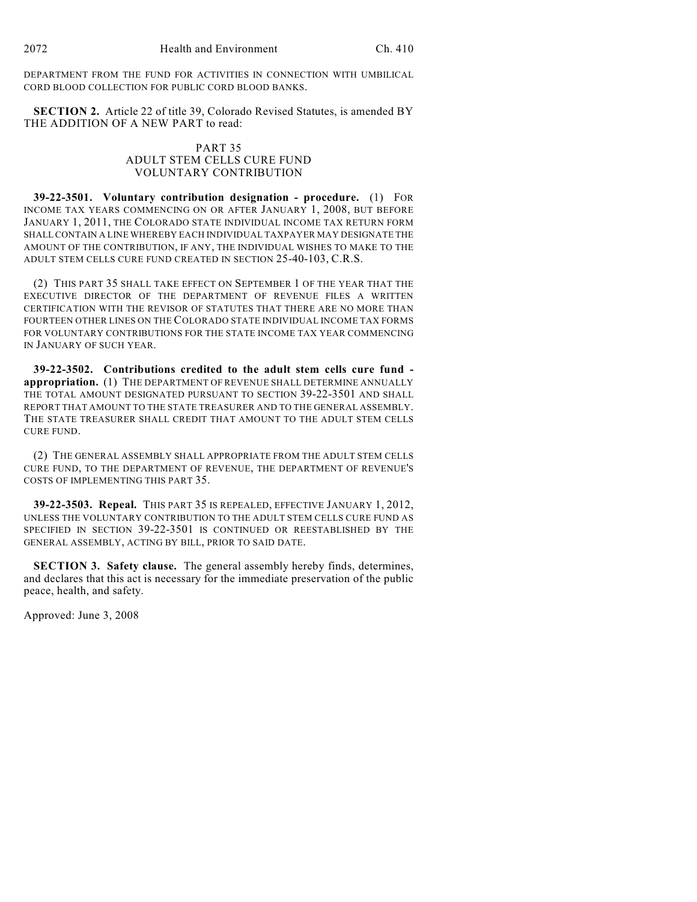DEPARTMENT FROM THE FUND FOR ACTIVITIES IN CONNECTION WITH UMBILICAL CORD BLOOD COLLECTION FOR PUBLIC CORD BLOOD BANKS.

**SECTION 2.** Article 22 of title 39, Colorado Revised Statutes, is amended BY THE ADDITION OF A NEW PART to read:

PART 35
ADULT STEM CELLS CURE FUND
VOLUNTARY CONTRIBUTION

**39-22-3501. Voluntary contribution designation - procedure.** (1) FOR INCOME TAX YEARS COMMENCING ON OR AFTER JANUARY 1, 2008, BUT BEFORE JANUARY 1, 2011, THE COLORADO STATE INDIVIDUAL INCOME TAX RETURN FORM SHALL CONTAIN A LINE WHEREBY EACH INDIVIDUAL TAXPAYER MAY DESIGNATE THE AMOUNT OF THE CONTRIBUTION, IF ANY, THE INDIVIDUAL WISHES TO MAKE TO THE ADULT STEM CELLS CURE FUND CREATED IN SECTION 25-40-103, C.R.S.

(2) THIS PART 35 SHALL TAKE EFFECT ON SEPTEMBER 1 OF THE YEAR THAT THE EXECUTIVE DIRECTOR OF THE DEPARTMENT OF REVENUE FILES A WRITTEN CERTIFICATION WITH THE REVISOR OF STATUTES THAT THERE ARE NO MORE THAN FOURTEEN OTHER LINES ON THE COLORADO STATE INDIVIDUAL INCOME TAX FORMS FOR VOLUNTARY CONTRIBUTIONS FOR THE STATE INCOME TAX YEAR COMMENCING IN JANUARY OF SUCH YEAR.

**39-22-3502. Contributions credited to the adult stem cells cure fund - appropriation.** (1) THE DEPARTMENT OF REVENUE SHALL DETERMINE ANNUALLY THE TOTAL AMOUNT DESIGNATED PURSUANT TO SECTION 39-22-3501 AND SHALL REPORT THAT AMOUNT TO THE STATE TREASURER AND TO THE GENERAL ASSEMBLY. THE STATE TREASURER SHALL CREDIT THAT AMOUNT TO THE ADULT STEM CELLS CURE FUND.

(2) THE GENERAL ASSEMBLY SHALL APPROPRIATE FROM THE ADULT STEM CELLS CURE FUND, TO THE DEPARTMENT OF REVENUE, THE DEPARTMENT OF REVENUE'S COSTS OF IMPLEMENTING THIS PART 35.

**39-22-3503. Repeal.** THIS PART 35 IS REPEALED, EFFECTIVE JANUARY 1, 2012, UNLESS THE VOLUNTARY CONTRIBUTION TO THE ADULT STEM CELLS CURE FUND AS SPECIFIED IN SECTION 39-22-3501 IS CONTINUED OR REESTABLISHED BY THE GENERAL ASSEMBLY, ACTING BY BILL, PRIOR TO SAID DATE.

**SECTION 3. Safety clause.** The general assembly hereby finds, determines, and declares that this act is necessary for the immediate preservation of the public peace, health, and safety.

Approved: June 3, 2008